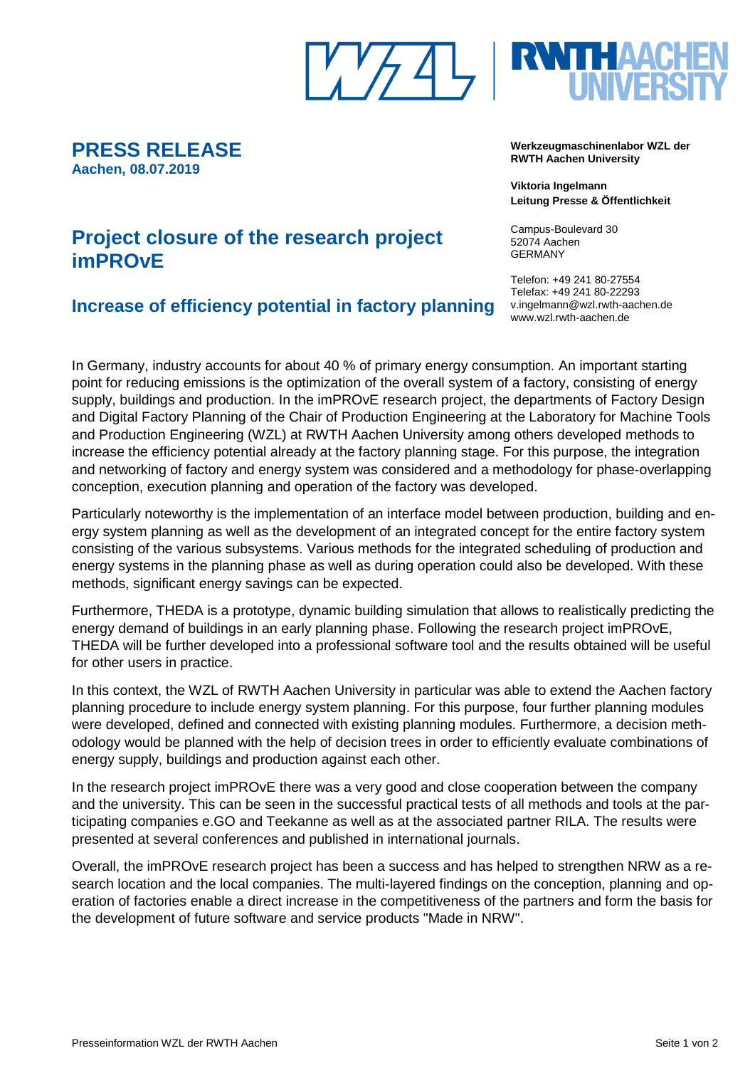# PRESS RELEASE

**Aachen, 08.07.2019**

**Werkzeugmaschinenlabor WZL der RWTH Aachen University**

**Viktoria Ingelmann**
**Leitung Presse & Öffentlichkeit**

Campus-Boulevard 30
52074 Aachen
GERMANY

Telefon: +49 241 80-27554
Telefax: +49 241 80-22293
v.ingelmann@wzl.rwth-aachen.de
www.wzl.rwth-aachen.de

## Project closure of the research project imPROvE

### Increase of efficiency potential in factory planning

In Germany, industry accounts for about 40 % of primary energy consumption. An important starting point for reducing emissions is the optimization of the overall system of a factory, consisting of energy supply, buildings and production. In the imPROvE research project, the departments of Factory Design and Digital Factory Planning of the Chair of Production Engineering at the Laboratory for Machine Tools and Production Engineering (WZL) at RWTH Aachen University among others developed methods to increase the efficiency potential already at the factory planning stage. For this purpose, the integration and networking of factory and energy system was considered and a methodology for phase-overlapping conception, execution planning and operation of the factory was developed.

Particularly noteworthy is the implementation of an interface model between production, building and energy system planning as well as the development of an integrated concept for the entire factory system consisting of the various subsystems. Various methods for the integrated scheduling of production and energy systems in the planning phase as well as during operation could also be developed. With these methods, significant energy savings can be expected.

Furthermore, THEDA is a prototype, dynamic building simulation that allows to realistically predicting the energy demand of buildings in an early planning phase. Following the research project imPROvE, THEDA will be further developed into a professional software tool and the results obtained will be useful for other users in practice.

In this context, the WZL of RWTH Aachen University in particular was able to extend the Aachen factory planning procedure to include energy system planning. For this purpose, four further planning modules were developed, defined and connected with existing planning modules. Furthermore, a decision methodology would be planned with the help of decision trees in order to efficiently evaluate combinations of energy supply, buildings and production against each other.

In the research project imPROvE there was a very good and close cooperation between the company and the university. This can be seen in the successful practical tests of all methods and tools at the participating companies e.GO and Teekanne as well as at the associated partner RILA. The results were presented at several conferences and published in international journals.

Overall, the imPROvE research project has been a success and has helped to strengthen NRW as a research location and the local companies. The multi-layered findings on the conception, planning and operation of factories enable a direct increase in the competitiveness of the partners and form the basis for the development of future software and service products "Made in NRW".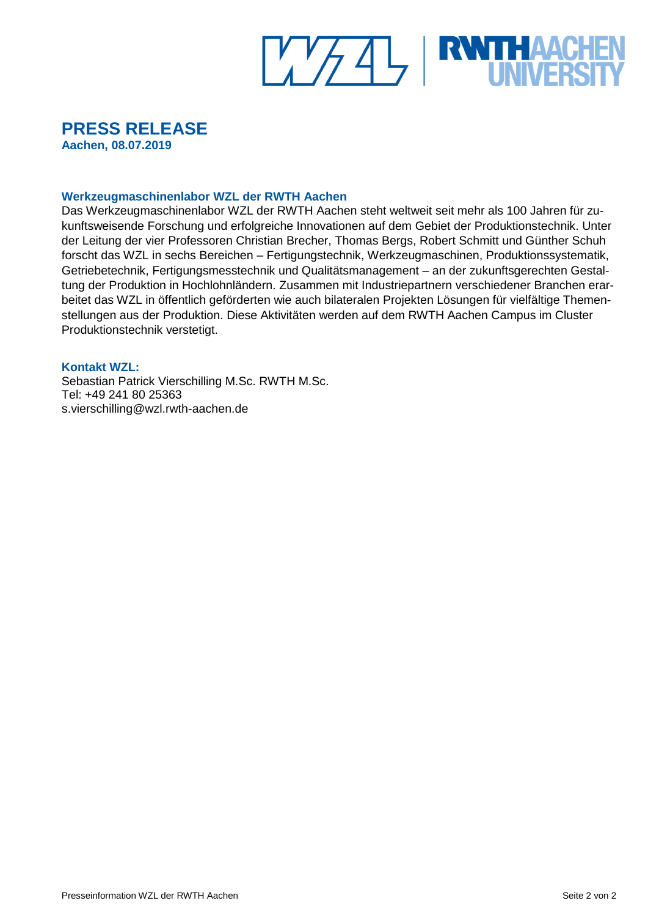# PRESS RELEASE

**Aachen, 08.07.2019**

### Werkzeugmaschinenlabor WZL der RWTH Aachen

Das Werkzeugmaschinenlabor WZL der RWTH Aachen steht weltweit seit mehr als 100 Jahren für zukunftsweisende Forschung und erfolgreiche Innovationen auf dem Gebiet der Produktionstechnik. Unter der Leitung der vier Professoren Christian Brecher, Thomas Bergs, Robert Schmitt und Günther Schuh forscht das WZL in sechs Bereichen – Fertigungstechnik, Werkzeugmaschinen, Produktionssystematik, Getriebetechnik, Fertigungsmesstechnik und Qualitätsmanagement – an der zukunftsgerechten Gestaltung der Produktion in Hochlohnländern. Zusammen mit Industriepartnern verschiedener Branchen erarbeitet das WZL in öffentlich geförderten wie auch bilateralen Projekten Lösungen für vielfältige Themenstellungen aus der Produktion. Diese Aktivitäten werden auf dem RWTH Aachen Campus im Cluster Produktionstechnik verstetigt.

### Kontakt WZL:

Sebastian Patrick Vierschilling M.Sc. RWTH M.Sc.
Tel: +49 241 80 25363
s.vierschilling@wzl.rwth-aachen.de